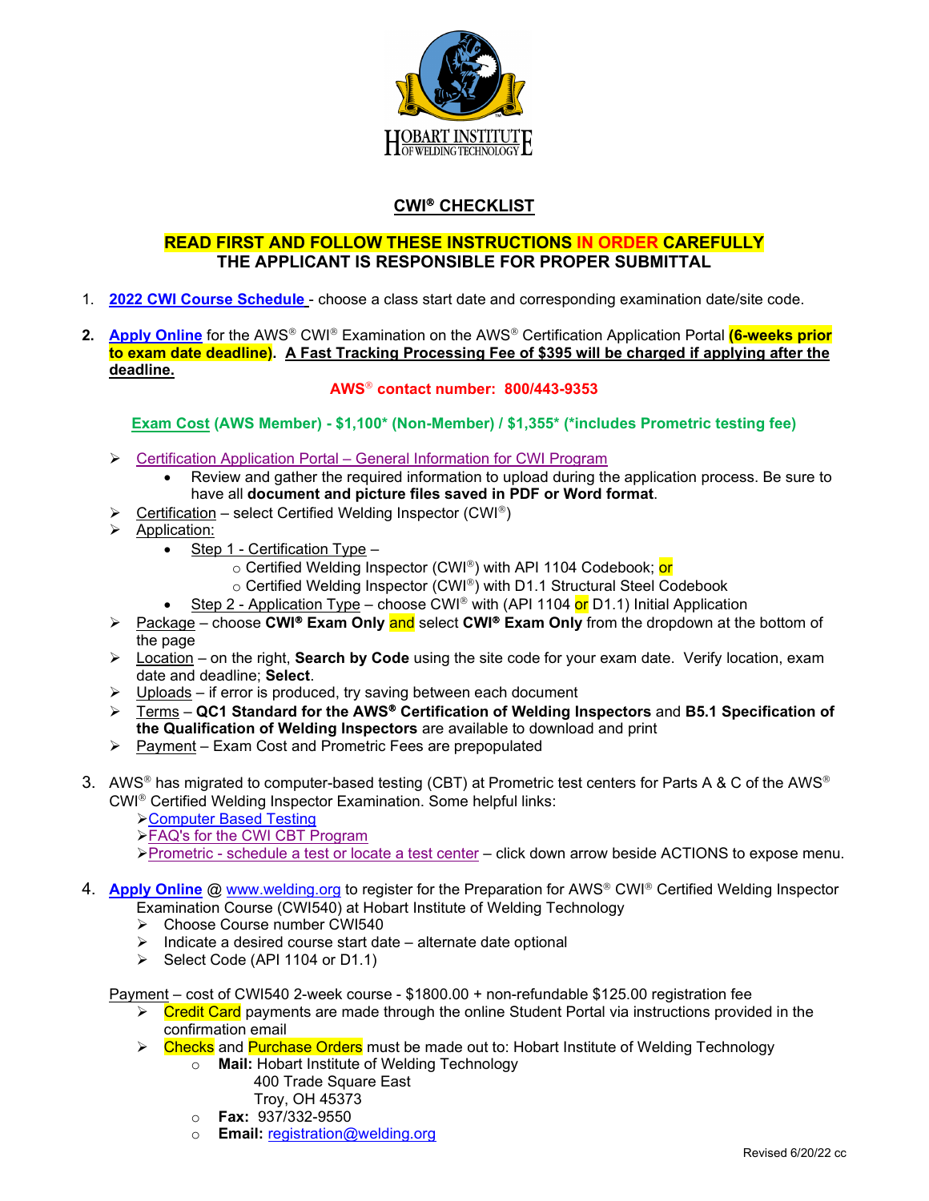# CWI® CHECKLIST

**READ FIRST AND FOLLOW THESE INSTRUCTIONS IN ORDER CAREFULLY**
**THE APPLICANT IS RESPONSIBLE FOR PROPER SUBMITTAL**

1. 2022 CWI Course Schedule - choose a class start date and corresponding examination date/site code.

2. **Apply Online** for the AWS® CWI® Examination on the AWS® Certification Application Portal **(6-weeks prior to exam date deadline)**. **A Fast Tracking Processing Fee of $395 will be charged if applying after the deadline.**

   **AWS® contact number: 800/443-9353**

   **Exam Cost (AWS Member) - $1,100* (Non-Member) / $1,355* (*includes Prometric testing fee)**

   - Certification Application Portal – General Information for CWI Program
     - Review and gather the required information to upload during the application process. Be sure to have all **document and picture files saved in PDF or Word format**.
   - Certification – select Certified Welding Inspector (CWI®)
   - Application:
     - Step 1 - Certification Type –
       - Certified Welding Inspector (CWI®) with API 1104 Codebook; or
       - Certified Welding Inspector (CWI®) with D1.1 Structural Steel Codebook
     - Step 2 - Application Type – choose CWI® with (API 1104 or D1.1) Initial Application
   - Package – choose **CWI® Exam Only** and select **CWI® Exam Only** from the dropdown at the bottom of the page
   - Location – on the right, **Search by Code** using the site code for your exam date. Verify location, exam date and deadline; **Select**.
   - Uploads – if error is produced, try saving between each document
   - Terms – **QC1 Standard for the AWS® Certification of Welding Inspectors** and **B5.1 Specification of the Qualification of Welding Inspectors** are available to download and print
   - Payment – Exam Cost and Prometric Fees are prepopulated

3. AWS® has migrated to computer-based testing (CBT) at Prometric test centers for Parts A & C of the AWS® CWI® Certified Welding Inspector Examination. Some helpful links:
   - Computer Based Testing
   - FAQ's for the CWI CBT Program
   - Prometric - schedule a test or locate a test center – click down arrow beside ACTIONS to expose menu.

4. **Apply Online** @ www.welding.org to register for the Preparation for AWS® CWI® Certified Welding Inspector Examination Course (CWI540) at Hobart Institute of Welding Technology
   - Choose Course number CWI540
   - Indicate a desired course start date – alternate date optional
   - Select Code (API 1104 or D1.1)

   Payment – cost of CWI540 2-week course - $1800.00 + non-refundable $125.00 registration fee
   - Credit Card payments are made through the online Student Portal via instructions provided in the confirmation email
   - Checks and Purchase Orders must be made out to: Hobart Institute of Welding Technology
     - **Mail:** Hobart Institute of Welding Technology
       400 Trade Square East
       Troy, OH 45373
     - **Fax:** 937/332-9550
     - **Email:** registration@welding.org

Revised 6/20/22 cc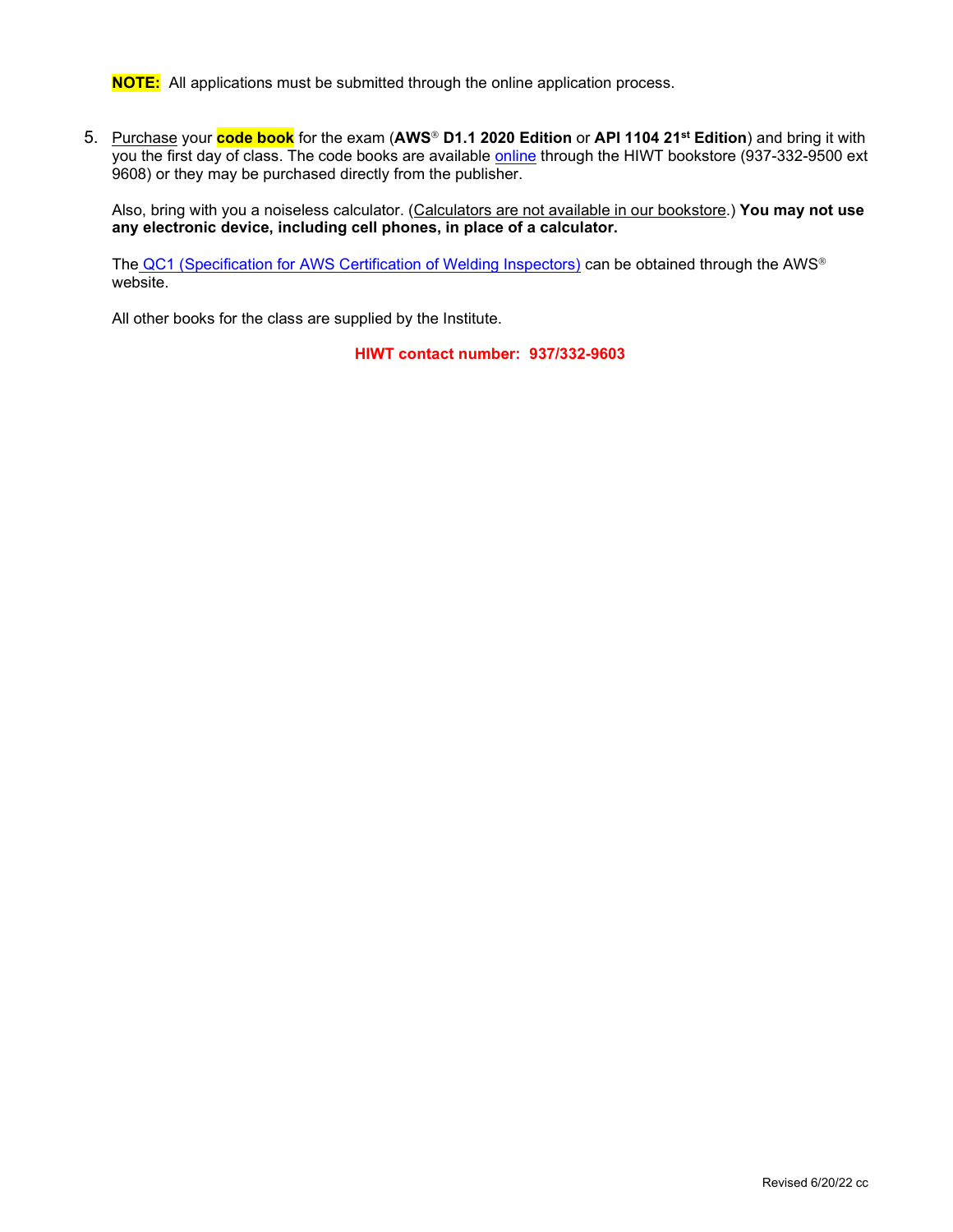**NOTE:** All applications must be submitted through the online application process.

5. Purchase your **code book** for the exam (**AWS® D1.1 2020 Edition** or **API 1104 21st Edition**) and bring it with you the first day of class. The code books are available online through the HIWT bookstore (937-332-9500 ext 9608) or they may be purchased directly from the publisher.

   Also, bring with you a noiseless calculator. (Calculators are not available in our bookstore.) **You may not use any electronic device, including cell phones, in place of a calculator.**

   The QC1 (Specification for AWS Certification of Welding Inspectors) can be obtained through the AWS® website.

   All other books for the class are supplied by the Institute.

**HIWT contact number: 937/332-9603**

Revised 6/20/22 cc